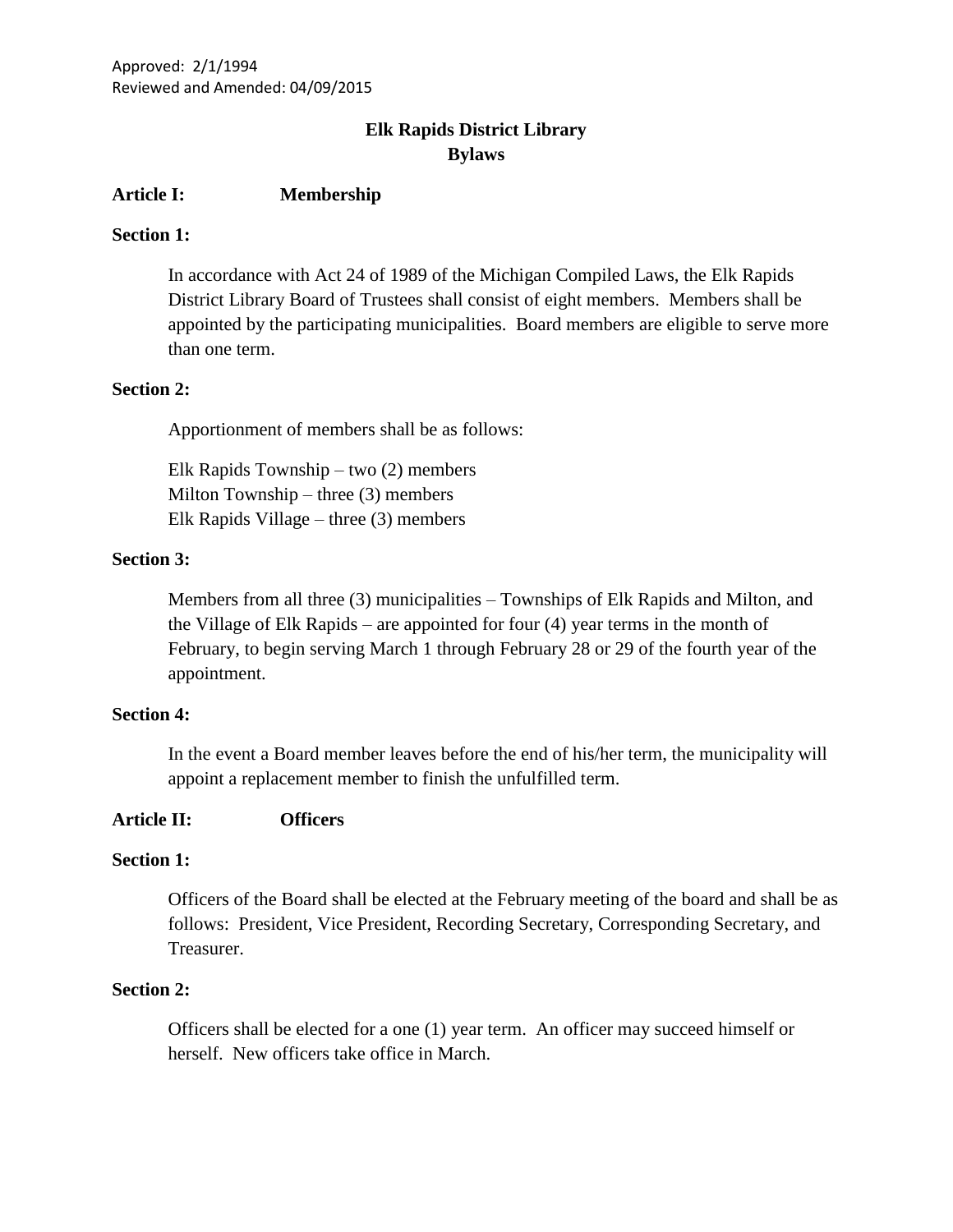Approved: 2/1/1994
Reviewed and Amended: 04/09/2015

# Elk Rapids District Library
# Bylaws

## Article I: Membership

**Section 1:**

In accordance with Act 24 of 1989 of the Michigan Compiled Laws, the Elk Rapids District Library Board of Trustees shall consist of eight members. Members shall be appointed by the participating municipalities. Board members are eligible to serve more than one term.

**Section 2:**

Apportionment of members shall be as follows:

Elk Rapids Township – two (2) members
Milton Township – three (3) members
Elk Rapids Village – three (3) members

**Section 3:**

Members from all three (3) municipalities – Townships of Elk Rapids and Milton, and the Village of Elk Rapids – are appointed for four (4) year terms in the month of February, to begin serving March 1 through February 28 or 29 of the fourth year of the appointment.

**Section 4:**

In the event a Board member leaves before the end of his/her term, the municipality will appoint a replacement member to finish the unfulfilled term.

## Article II: Officers

**Section 1:**

Officers of the Board shall be elected at the February meeting of the board and shall be as follows: President, Vice President, Recording Secretary, Corresponding Secretary, and Treasurer.

**Section 2:**

Officers shall be elected for a one (1) year term. An officer may succeed himself or herself. New officers take office in March.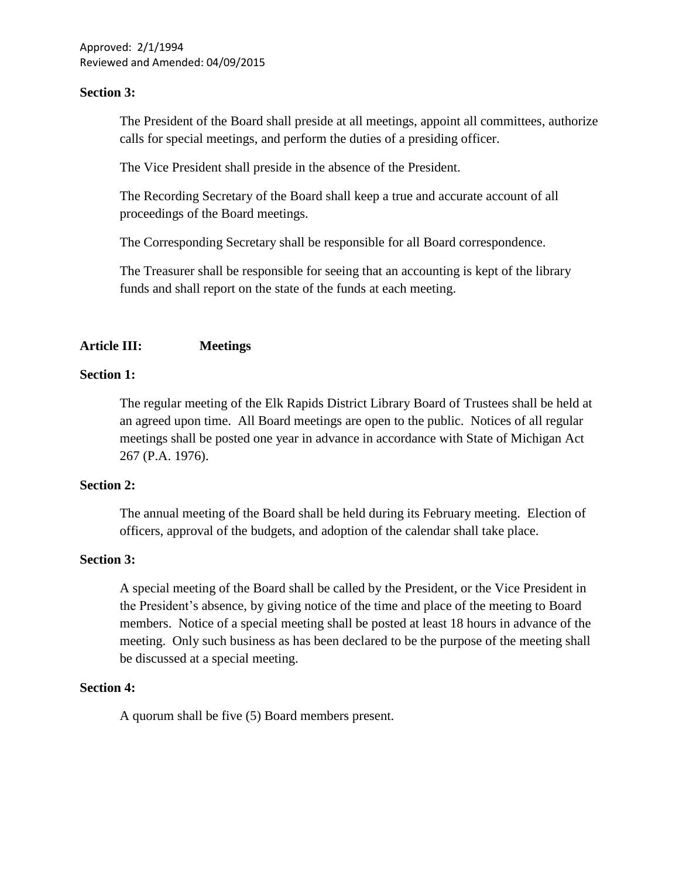**Section 3:**

The President of the Board shall preside at all meetings, appoint all committees, authorize calls for special meetings, and perform the duties of a presiding officer.

The Vice President shall preside in the absence of the President.

The Recording Secretary of the Board shall keep a true and accurate account of all proceedings of the Board meetings.

The Corresponding Secretary shall be responsible for all Board correspondence.

The Treasurer shall be responsible for seeing that an accounting is kept of the library funds and shall report on the state of the funds at each meeting.

## Article III: Meetings

**Section 1:**

The regular meeting of the Elk Rapids District Library Board of Trustees shall be held at an agreed upon time. All Board meetings are open to the public. Notices of all regular meetings shall be posted one year in advance in accordance with State of Michigan Act 267 (P.A. 1976).

**Section 2:**

The annual meeting of the Board shall be held during its February meeting. Election of officers, approval of the budgets, and adoption of the calendar shall take place.

**Section 3:**

A special meeting of the Board shall be called by the President, or the Vice President in the President's absence, by giving notice of the time and place of the meeting to Board members. Notice of a special meeting shall be posted at least 18 hours in advance of the meeting. Only such business as has been declared to be the purpose of the meeting shall be discussed at a special meeting.

**Section 4:**

A quorum shall be five (5) Board members present.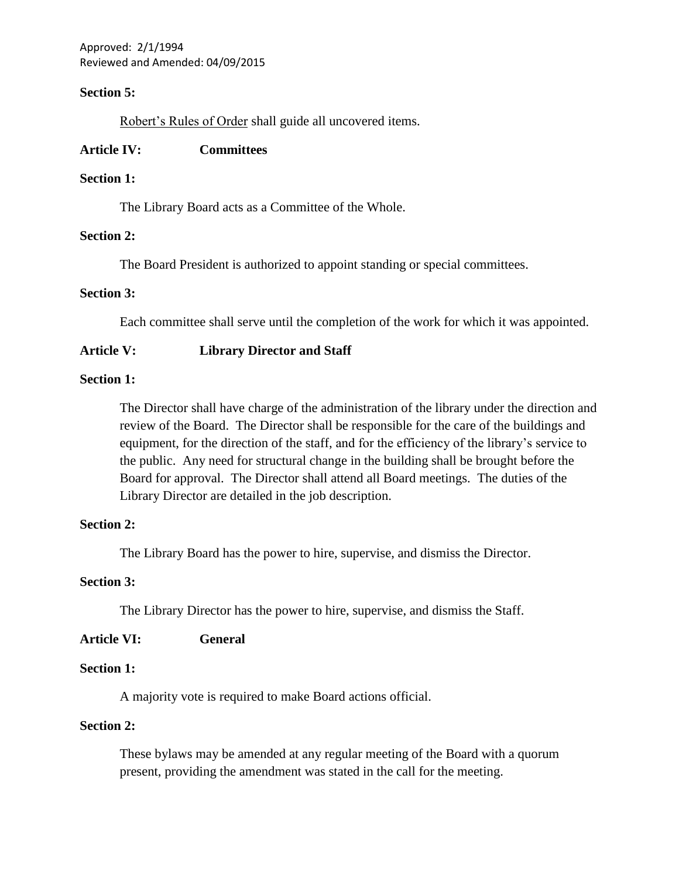Approved: 2/1/1994
Reviewed and Amended: 04/09/2015

**Section 5:**

Robert's Rules of Order shall guide all uncovered items.

**Article IV: Committees**

**Section 1:**

The Library Board acts as a Committee of the Whole.

**Section 2:**

The Board President is authorized to appoint standing or special committees.

**Section 3:**

Each committee shall serve until the completion of the work for which it was appointed.

**Article V: Library Director and Staff**

**Section 1:**

The Director shall have charge of the administration of the library under the direction and review of the Board. The Director shall be responsible for the care of the buildings and equipment, for the direction of the staff, and for the efficiency of the library's service to the public. Any need for structural change in the building shall be brought before the Board for approval. The Director shall attend all Board meetings. The duties of the Library Director are detailed in the job description.

**Section 2:**

The Library Board has the power to hire, supervise, and dismiss the Director.

**Section 3:**

The Library Director has the power to hire, supervise, and dismiss the Staff.

**Article VI: General**

**Section 1:**

A majority vote is required to make Board actions official.

**Section 2:**

These bylaws may be amended at any regular meeting of the Board with a quorum present, providing the amendment was stated in the call for the meeting.